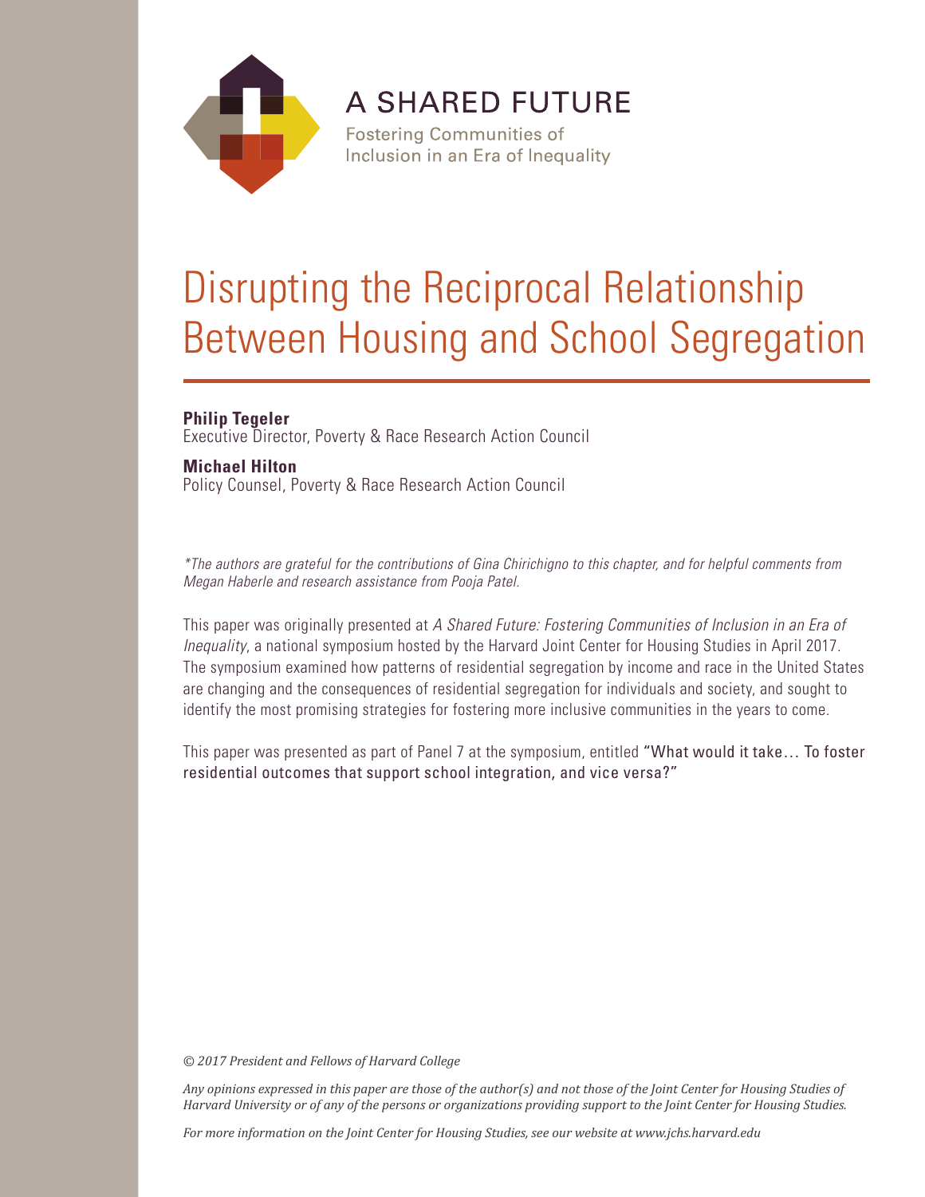A SHARED FUTURE

Fostering Communities of Inclusion in an Era of Inequality

# Disrupting the Reciprocal Relationship Between Housing and School Segregation

**Philip Tegeler**
Executive Director, Poverty & Race Research Action Council

**Michael Hilton**
Policy Counsel, Poverty & Race Research Action Council

*\*The authors are grateful for the contributions of Gina Chirichigno to this chapter, and for helpful comments from Megan Haberle and research assistance from Pooja Patel.*

This paper was originally presented at *A Shared Future: Fostering Communities of Inclusion in an Era of Inequality*, a national symposium hosted by the Harvard Joint Center for Housing Studies in April 2017. The symposium examined how patterns of residential segregation by income and race in the United States are changing and the consequences of residential segregation for individuals and society, and sought to identify the most promising strategies for fostering more inclusive communities in the years to come.

This paper was presented as part of Panel 7 at the symposium, entitled "What would it take… To foster residential outcomes that support school integration, and vice versa?"

*© 2017 President and Fellows of Harvard College*

*Any opinions expressed in this paper are those of the author(s) and not those of the Joint Center for Housing Studies of Harvard University or of any of the persons or organizations providing support to the Joint Center for Housing Studies.*

*For more information on the Joint Center for Housing Studies, see our website at www.jchs.harvard.edu*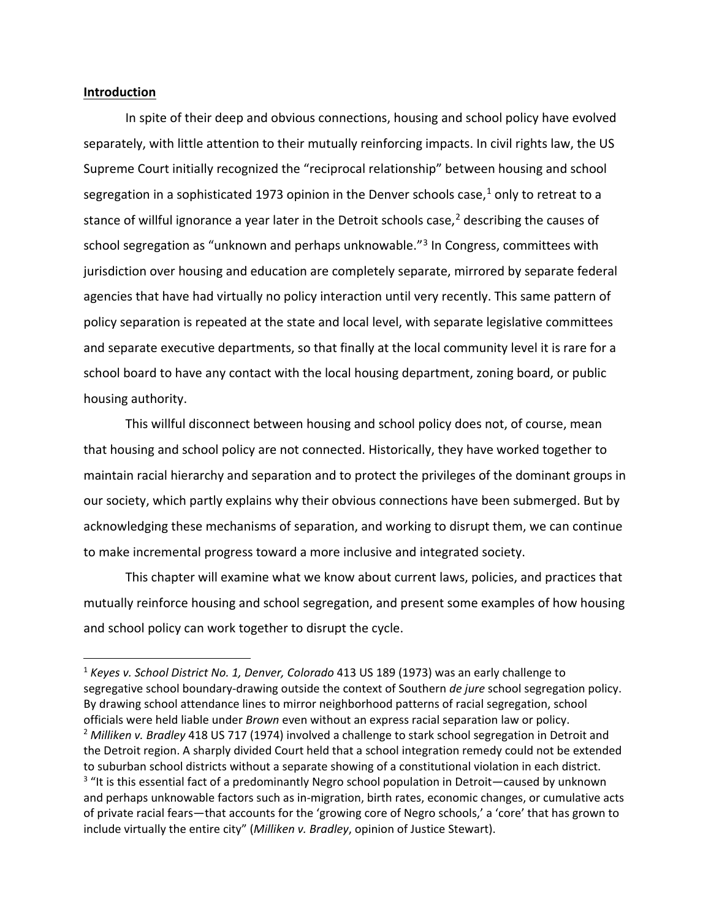## **Introduction**

In spite of their deep and obvious connections, housing and school policy have evolved separately, with little attention to their mutually reinforcing impacts. In civil rights law, the US Supreme Court initially recognized the "reciprocal relationship" between housing and school segregation in a sophisticated 1973 opinion in the Denver schools case,[1] only to retreat to a stance of willful ignorance a year later in the Detroit schools case,[2] describing the causes of school segregation as "unknown and perhaps unknowable."[3] In Congress, committees with jurisdiction over housing and education are completely separate, mirrored by separate federal agencies that have had virtually no policy interaction until very recently. This same pattern of policy separation is repeated at the state and local level, with separate legislative committees and separate executive departments, so that finally at the local community level it is rare for a school board to have any contact with the local housing department, zoning board, or public housing authority.

This willful disconnect between housing and school policy does not, of course, mean that housing and school policy are not connected. Historically, they have worked together to maintain racial hierarchy and separation and to protect the privileges of the dominant groups in our society, which partly explains why their obvious connections have been submerged. But by acknowledging these mechanisms of separation, and working to disrupt them, we can continue to make incremental progress toward a more inclusive and integrated society.

This chapter will examine what we know about current laws, policies, and practices that mutually reinforce housing and school segregation, and present some examples of how housing and school policy can work together to disrupt the cycle.

---

[1] *Keyes v. School District No. 1, Denver, Colorado* 413 US 189 (1973) was an early challenge to segregative school boundary-drawing outside the context of Southern *de jure* school segregation policy. By drawing school attendance lines to mirror neighborhood patterns of racial segregation, school officials were held liable under *Brown* even without an express racial separation law or policy.

[2] *Milliken v. Bradley* 418 US 717 (1974) involved a challenge to stark school segregation in Detroit and the Detroit region. A sharply divided Court held that a school integration remedy could not be extended to suburban school districts without a separate showing of a constitutional violation in each district.

[3] "It is this essential fact of a predominantly Negro school population in Detroit—caused by unknown and perhaps unknowable factors such as in-migration, birth rates, economic changes, or cumulative acts of private racial fears—that accounts for the 'growing core of Negro schools,' a 'core' that has grown to include virtually the entire city" (*Milliken v. Bradley*, opinion of Justice Stewart).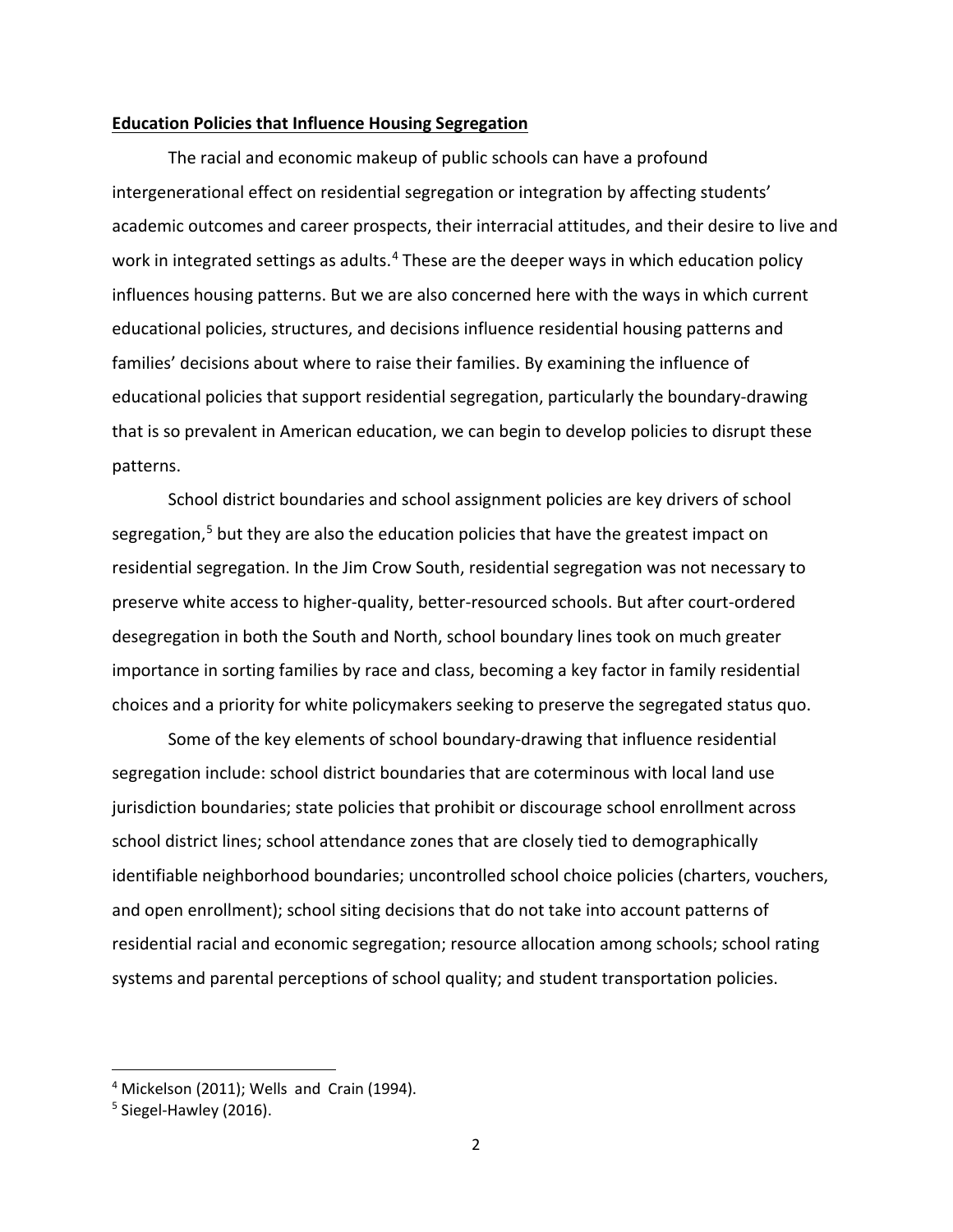**Education Policies that Influence Housing Segregation**

The racial and economic makeup of public schools can have a profound intergenerational effect on residential segregation or integration by affecting students' academic outcomes and career prospects, their interracial attitudes, and their desire to live and work in integrated settings as adults.[4] These are the deeper ways in which education policy influences housing patterns. But we are also concerned here with the ways in which current educational policies, structures, and decisions influence residential housing patterns and families' decisions about where to raise their families. By examining the influence of educational policies that support residential segregation, particularly the boundary-drawing that is so prevalent in American education, we can begin to develop policies to disrupt these patterns.

School district boundaries and school assignment policies are key drivers of school segregation,[5] but they are also the education policies that have the greatest impact on residential segregation. In the Jim Crow South, residential segregation was not necessary to preserve white access to higher-quality, better-resourced schools. But after court-ordered desegregation in both the South and North, school boundary lines took on much greater importance in sorting families by race and class, becoming a key factor in family residential choices and a priority for white policymakers seeking to preserve the segregated status quo.

Some of the key elements of school boundary-drawing that influence residential segregation include: school district boundaries that are coterminous with local land use jurisdiction boundaries; state policies that prohibit or discourage school enrollment across school district lines; school attendance zones that are closely tied to demographically identifiable neighborhood boundaries; uncontrolled school choice policies (charters, vouchers, and open enrollment); school siting decisions that do not take into account patterns of residential racial and economic segregation; resource allocation among schools; school rating systems and parental perceptions of school quality; and student transportation policies.

---

[4] Mickelson (2011); Wells and Crain (1994).

[5] Siegel-Hawley (2016).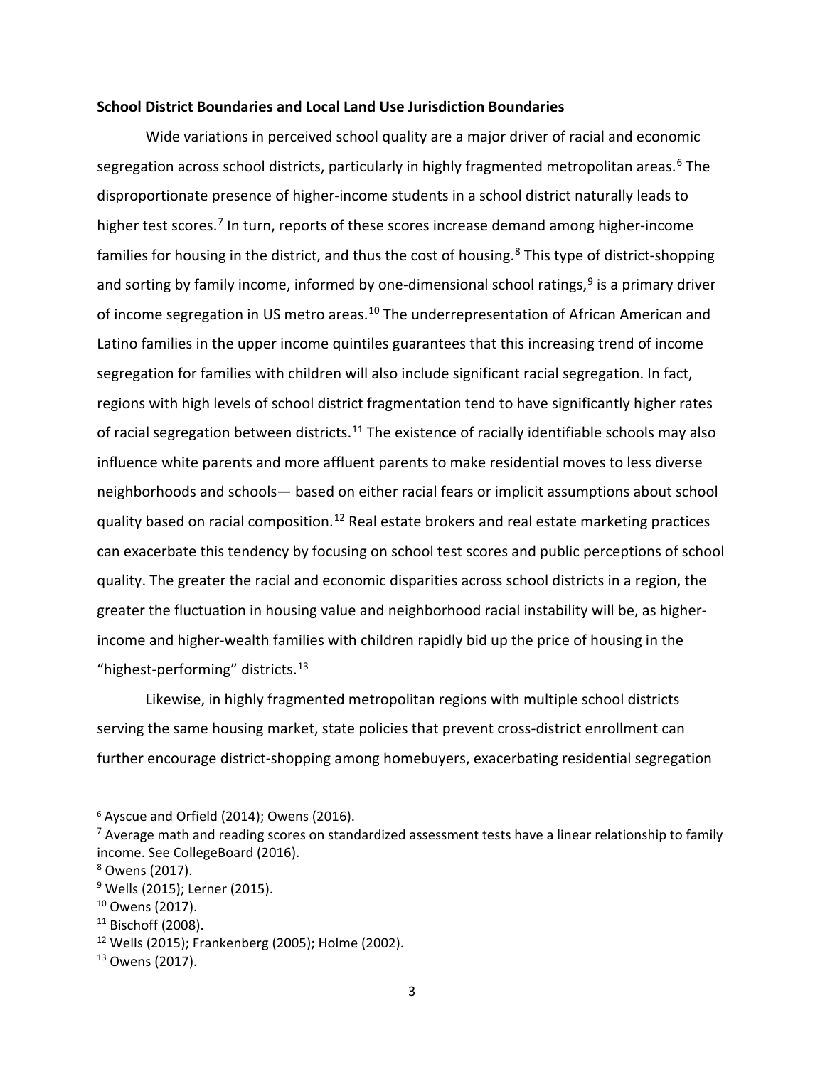**School District Boundaries and Local Land Use Jurisdiction Boundaries**

Wide variations in perceived school quality are a major driver of racial and economic segregation across school districts, particularly in highly fragmented metropolitan areas.[6] The disproportionate presence of higher-income students in a school district naturally leads to higher test scores.[7] In turn, reports of these scores increase demand among higher-income families for housing in the district, and thus the cost of housing.[8] This type of district-shopping and sorting by family income, informed by one-dimensional school ratings,[9] is a primary driver of income segregation in US metro areas.[10] The underrepresentation of African American and Latino families in the upper income quintiles guarantees that this increasing trend of income segregation for families with children will also include significant racial segregation. In fact, regions with high levels of school district fragmentation tend to have significantly higher rates of racial segregation between districts.[11] The existence of racially identifiable schools may also influence white parents and more affluent parents to make residential moves to less diverse neighborhoods and schools— based on either racial fears or implicit assumptions about school quality based on racial composition.[12] Real estate brokers and real estate marketing practices can exacerbate this tendency by focusing on school test scores and public perceptions of school quality. The greater the racial and economic disparities across school districts in a region, the greater the fluctuation in housing value and neighborhood racial instability will be, as higher-income and higher-wealth families with children rapidly bid up the price of housing in the "highest-performing" districts.[13]

Likewise, in highly fragmented metropolitan regions with multiple school districts serving the same housing market, state policies that prevent cross-district enrollment can further encourage district-shopping among homebuyers, exacerbating residential segregation

---

[6] Ayscue and Orfield (2014); Owens (2016).

[7] Average math and reading scores on standardized assessment tests have a linear relationship to family income. See CollegeBoard (2016).

[8] Owens (2017).

[9] Wells (2015); Lerner (2015).

[10] Owens (2017).

[11] Bischoff (2008).

[12] Wells (2015); Frankenberg (2005); Holme (2002).

[13] Owens (2017).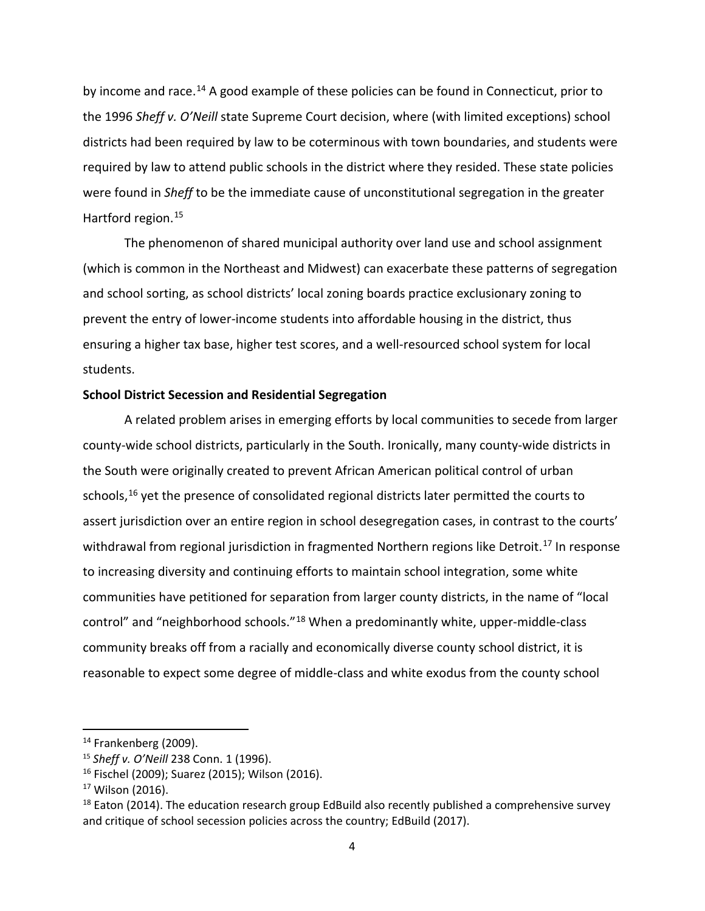by income and race.[14] A good example of these policies can be found in Connecticut, prior to the 1996 *Sheff v. O'Neill* state Supreme Court decision, where (with limited exceptions) school districts had been required by law to be coterminous with town boundaries, and students were required by law to attend public schools in the district where they resided. These state policies were found in *Sheff* to be the immediate cause of unconstitutional segregation in the greater Hartford region.[15]

The phenomenon of shared municipal authority over land use and school assignment (which is common in the Northeast and Midwest) can exacerbate these patterns of segregation and school sorting, as school districts' local zoning boards practice exclusionary zoning to prevent the entry of lower-income students into affordable housing in the district, thus ensuring a higher tax base, higher test scores, and a well-resourced school system for local students.

**School District Secession and Residential Segregation**

A related problem arises in emerging efforts by local communities to secede from larger county-wide school districts, particularly in the South. Ironically, many county-wide districts in the South were originally created to prevent African American political control of urban schools,[16] yet the presence of consolidated regional districts later permitted the courts to assert jurisdiction over an entire region in school desegregation cases, in contrast to the courts' withdrawal from regional jurisdiction in fragmented Northern regions like Detroit.[17] In response to increasing diversity and continuing efforts to maintain school integration, some white communities have petitioned for separation from larger county districts, in the name of "local control" and "neighborhood schools."[18] When a predominantly white, upper-middle-class community breaks off from a racially and economically diverse county school district, it is reasonable to expect some degree of middle-class and white exodus from the county school

[14] Frankenberg (2009).

[15] *Sheff v. O'Neill* 238 Conn. 1 (1996).

[16] Fischel (2009); Suarez (2015); Wilson (2016).

[17] Wilson (2016).

[18] Eaton (2014). The education research group EdBuild also recently published a comprehensive survey and critique of school secession policies across the country; EdBuild (2017).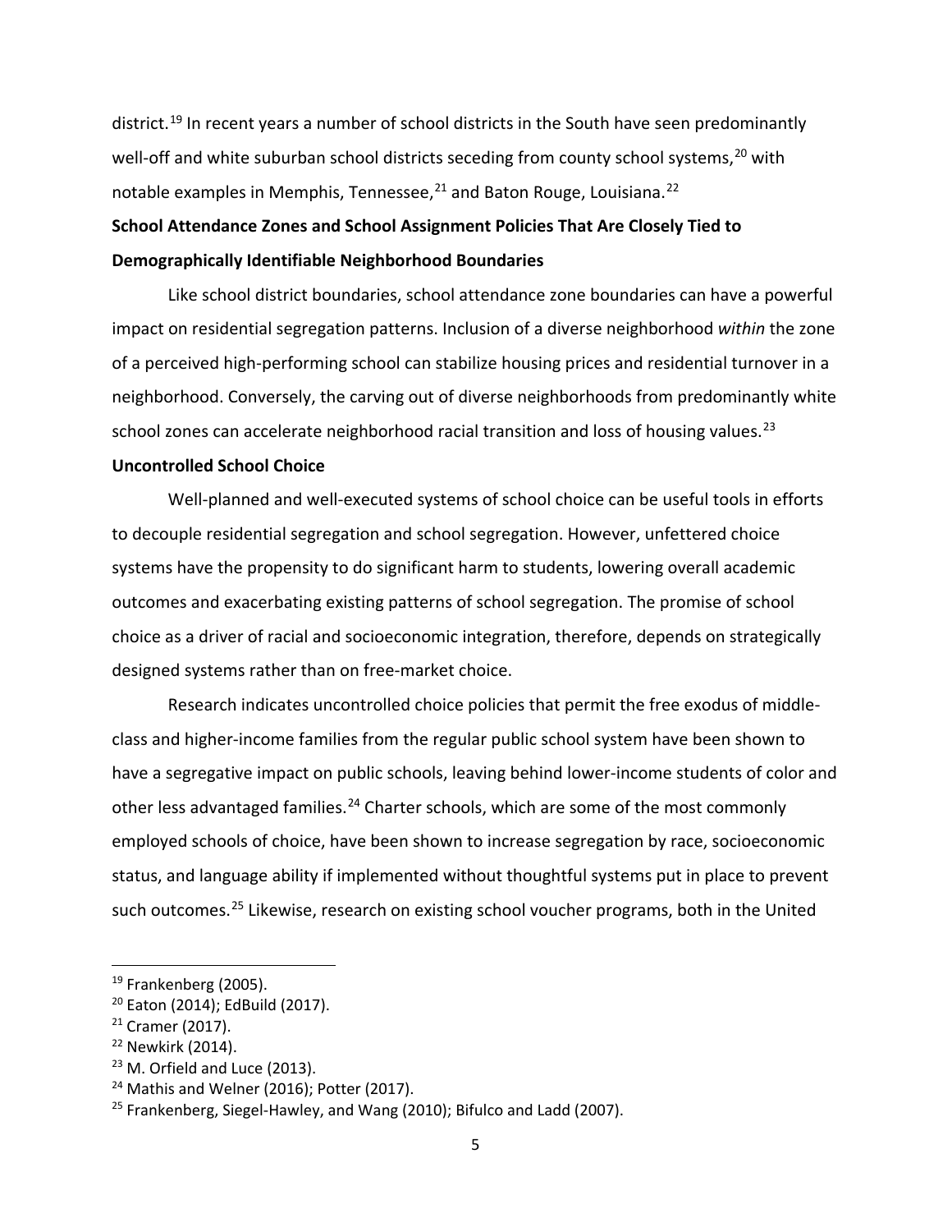district.[19] In recent years a number of school districts in the South have seen predominantly well-off and white suburban school districts seceding from county school systems,[20] with notable examples in Memphis, Tennessee,[21] and Baton Rouge, Louisiana.[22]

**School Attendance Zones and School Assignment Policies That Are Closely Tied to Demographically Identifiable Neighborhood Boundaries**

Like school district boundaries, school attendance zone boundaries can have a powerful impact on residential segregation patterns. Inclusion of a diverse neighborhood *within* the zone of a perceived high-performing school can stabilize housing prices and residential turnover in a neighborhood. Conversely, the carving out of diverse neighborhoods from predominantly white school zones can accelerate neighborhood racial transition and loss of housing values.[23]

**Uncontrolled School Choice**

Well-planned and well-executed systems of school choice can be useful tools in efforts to decouple residential segregation and school segregation. However, unfettered choice systems have the propensity to do significant harm to students, lowering overall academic outcomes and exacerbating existing patterns of school segregation. The promise of school choice as a driver of racial and socioeconomic integration, therefore, depends on strategically designed systems rather than on free-market choice.

Research indicates uncontrolled choice policies that permit the free exodus of middle-class and higher-income families from the regular public school system have been shown to have a segregative impact on public schools, leaving behind lower-income students of color and other less advantaged families.[24] Charter schools, which are some of the most commonly employed schools of choice, have been shown to increase segregation by race, socioeconomic status, and language ability if implemented without thoughtful systems put in place to prevent such outcomes.[25] Likewise, research on existing school voucher programs, both in the United

[19] Frankenberg (2005).
[20] Eaton (2014); EdBuild (2017).
[21] Cramer (2017).
[22] Newkirk (2014).
[23] M. Orfield and Luce (2013).
[24] Mathis and Welner (2016); Potter (2017).
[25] Frankenberg, Siegel-Hawley, and Wang (2010); Bifulco and Ladd (2007).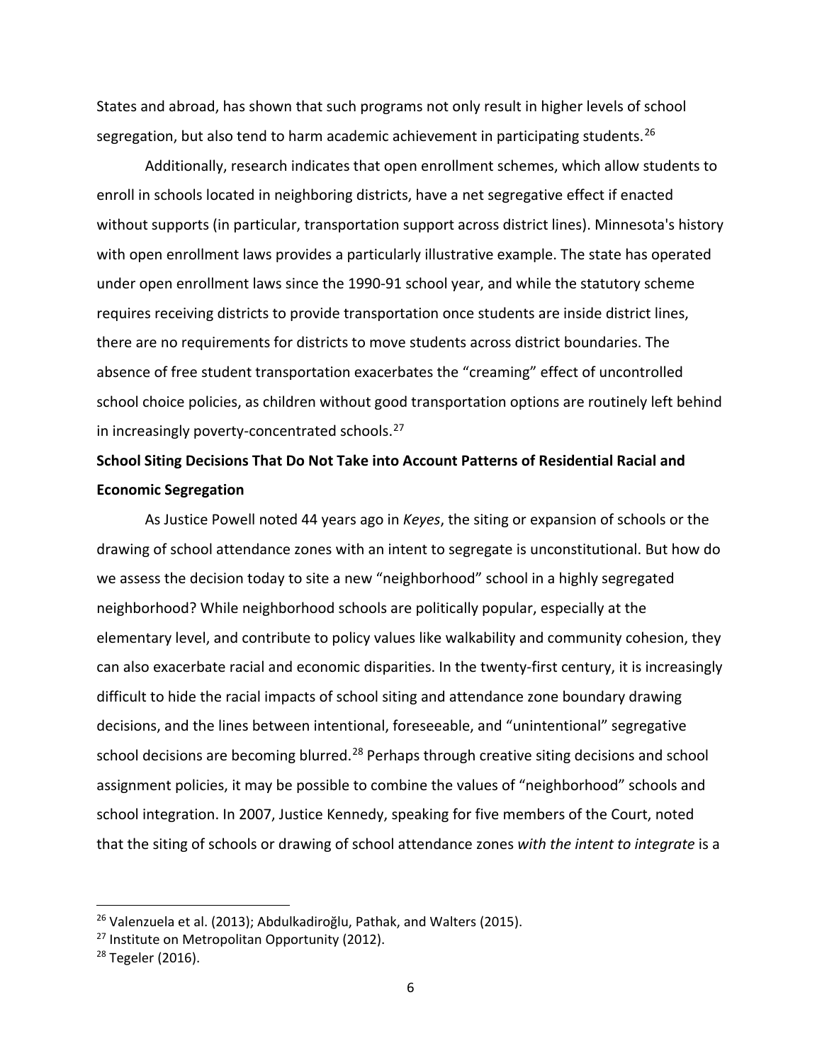States and abroad, has shown that such programs not only result in higher levels of school segregation, but also tend to harm academic achievement in participating students.[26]

Additionally, research indicates that open enrollment schemes, which allow students to enroll in schools located in neighboring districts, have a net segregative effect if enacted without supports (in particular, transportation support across district lines). Minnesota's history with open enrollment laws provides a particularly illustrative example. The state has operated under open enrollment laws since the 1990-91 school year, and while the statutory scheme requires receiving districts to provide transportation once students are inside district lines, there are no requirements for districts to move students across district boundaries. The absence of free student transportation exacerbates the "creaming" effect of uncontrolled school choice policies, as children without good transportation options are routinely left behind in increasingly poverty-concentrated schools.[27]

**School Siting Decisions That Do Not Take into Account Patterns of Residential Racial and Economic Segregation**

As Justice Powell noted 44 years ago in *Keyes*, the siting or expansion of schools or the drawing of school attendance zones with an intent to segregate is unconstitutional. But how do we assess the decision today to site a new "neighborhood" school in a highly segregated neighborhood? While neighborhood schools are politically popular, especially at the elementary level, and contribute to policy values like walkability and community cohesion, they can also exacerbate racial and economic disparities. In the twenty-first century, it is increasingly difficult to hide the racial impacts of school siting and attendance zone boundary drawing decisions, and the lines between intentional, foreseeable, and "unintentional" segregative school decisions are becoming blurred.[28] Perhaps through creative siting decisions and school assignment policies, it may be possible to combine the values of "neighborhood" schools and school integration. In 2007, Justice Kennedy, speaking for five members of the Court, noted that the siting of schools or drawing of school attendance zones *with the intent to integrate* is a

[26] Valenzuela et al. (2013); Abdulkadiroğlu, Pathak, and Walters (2015).

[27] Institute on Metropolitan Opportunity (2012).

[28] Tegeler (2016).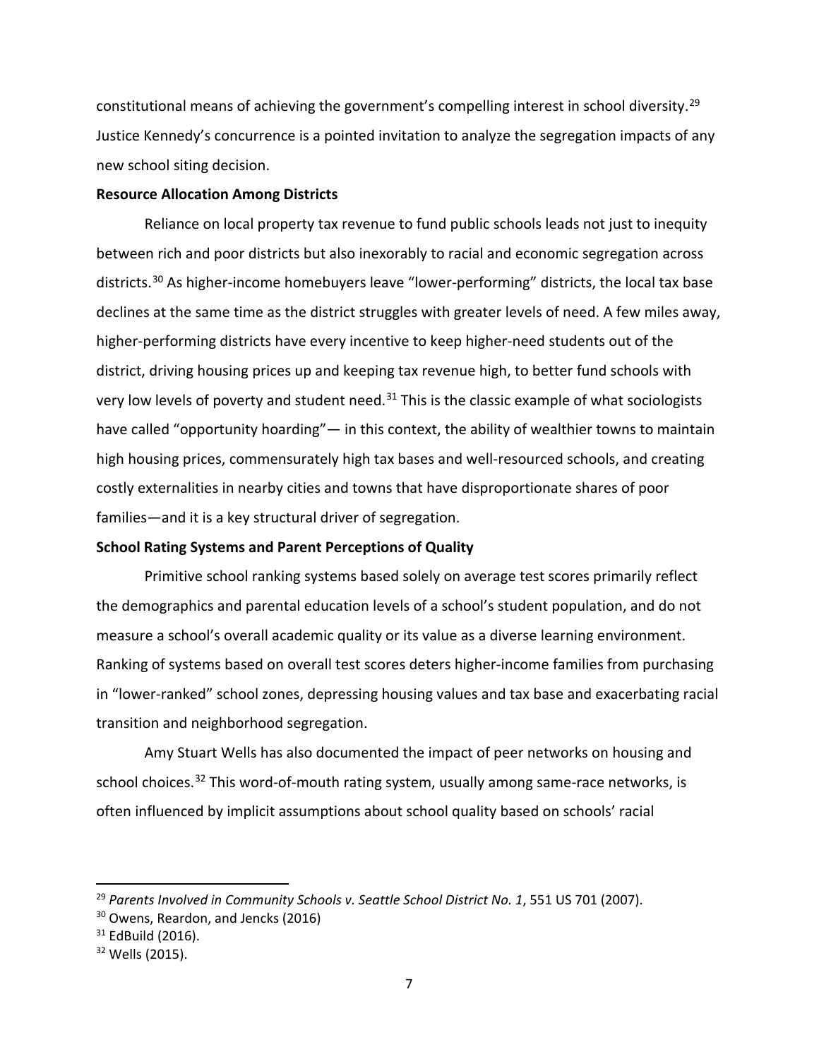constitutional means of achieving the government's compelling interest in school diversity.[29] Justice Kennedy's concurrence is a pointed invitation to analyze the segregation impacts of any new school siting decision.

**Resource Allocation Among Districts**

Reliance on local property tax revenue to fund public schools leads not just to inequity between rich and poor districts but also inexorably to racial and economic segregation across districts.[30] As higher-income homebuyers leave "lower-performing" districts, the local tax base declines at the same time as the district struggles with greater levels of need. A few miles away, higher-performing districts have every incentive to keep higher-need students out of the district, driving housing prices up and keeping tax revenue high, to better fund schools with very low levels of poverty and student need.[31] This is the classic example of what sociologists have called "opportunity hoarding"— in this context, the ability of wealthier towns to maintain high housing prices, commensurately high tax bases and well-resourced schools, and creating costly externalities in nearby cities and towns that have disproportionate shares of poor families—and it is a key structural driver of segregation.

**School Rating Systems and Parent Perceptions of Quality**

Primitive school ranking systems based solely on average test scores primarily reflect the demographics and parental education levels of a school's student population, and do not measure a school's overall academic quality or its value as a diverse learning environment. Ranking of systems based on overall test scores deters higher-income families from purchasing in "lower-ranked" school zones, depressing housing values and tax base and exacerbating racial transition and neighborhood segregation.

Amy Stuart Wells has also documented the impact of peer networks on housing and school choices.[32] This word-of-mouth rating system, usually among same-race networks, is often influenced by implicit assumptions about school quality based on schools' racial

---

[29] *Parents Involved in Community Schools v. Seattle School District No. 1*, 551 US 701 (2007).

[30] Owens, Reardon, and Jencks (2016)

[31] EdBuild (2016).

[32] Wells (2015).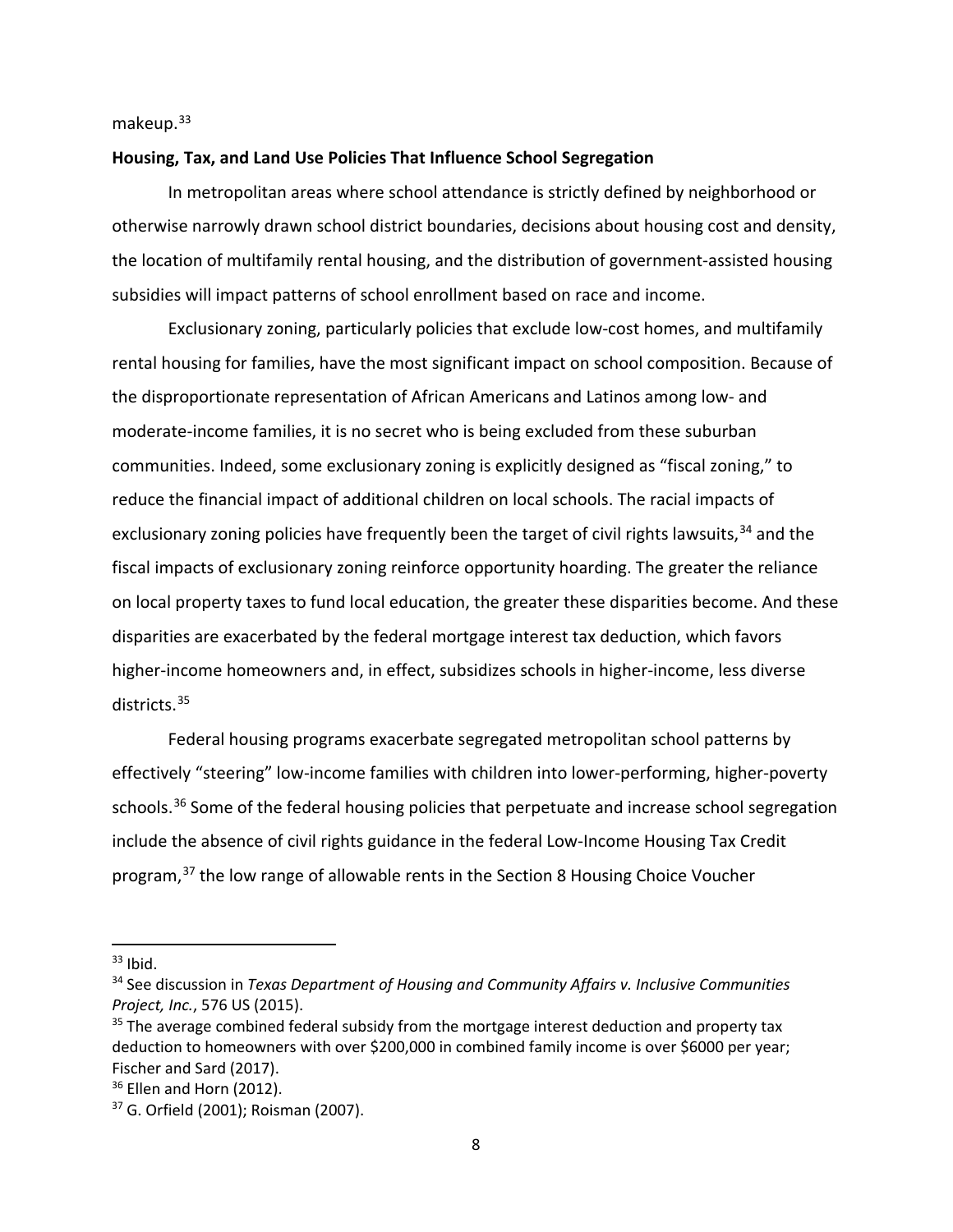makeup.[33]

**Housing, Tax, and Land Use Policies That Influence School Segregation**

In metropolitan areas where school attendance is strictly defined by neighborhood or otherwise narrowly drawn school district boundaries, decisions about housing cost and density, the location of multifamily rental housing, and the distribution of government-assisted housing subsidies will impact patterns of school enrollment based on race and income.

Exclusionary zoning, particularly policies that exclude low-cost homes, and multifamily rental housing for families, have the most significant impact on school composition. Because of the disproportionate representation of African Americans and Latinos among low- and moderate-income families, it is no secret who is being excluded from these suburban communities. Indeed, some exclusionary zoning is explicitly designed as "fiscal zoning," to reduce the financial impact of additional children on local schools. The racial impacts of exclusionary zoning policies have frequently been the target of civil rights lawsuits,[34] and the fiscal impacts of exclusionary zoning reinforce opportunity hoarding. The greater the reliance on local property taxes to fund local education, the greater these disparities become. And these disparities are exacerbated by the federal mortgage interest tax deduction, which favors higher-income homeowners and, in effect, subsidizes schools in higher-income, less diverse districts.[35]

Federal housing programs exacerbate segregated metropolitan school patterns by effectively "steering" low-income families with children into lower-performing, higher-poverty schools.[36] Some of the federal housing policies that perpetuate and increase school segregation include the absence of civil rights guidance in the federal Low-Income Housing Tax Credit program,[37] the low range of allowable rents in the Section 8 Housing Choice Voucher

---

[33] Ibid.

[34] See discussion in *Texas Department of Housing and Community Affairs v. Inclusive Communities Project, Inc.*, 576 US (2015).

[35] The average combined federal subsidy from the mortgage interest deduction and property tax deduction to homeowners with over $200,000 in combined family income is over $6000 per year; Fischer and Sard (2017).

[36] Ellen and Horn (2012).

[37] G. Orfield (2001); Roisman (2007).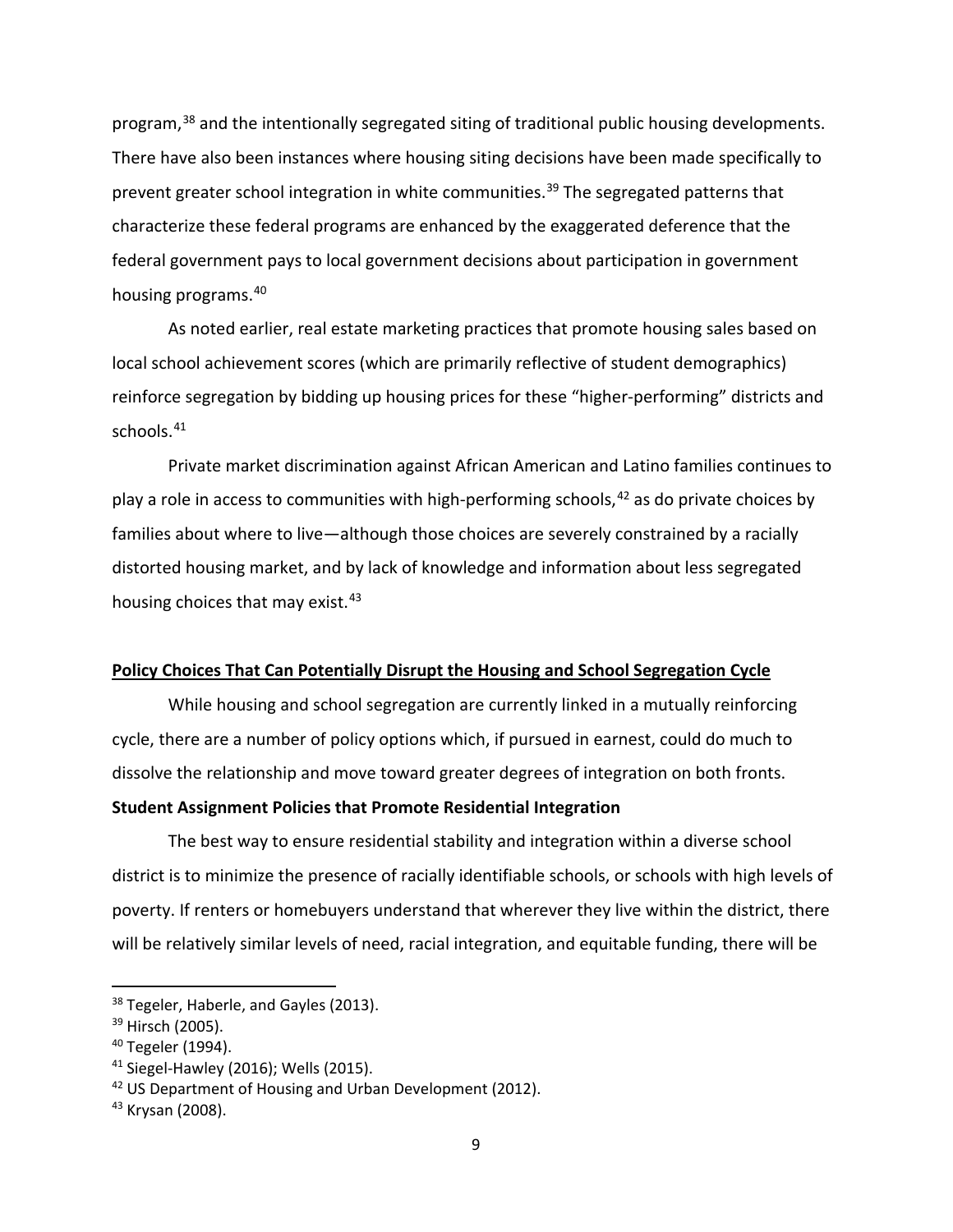program,[38] and the intentionally segregated siting of traditional public housing developments. There have also been instances where housing siting decisions have been made specifically to prevent greater school integration in white communities.[39] The segregated patterns that characterize these federal programs are enhanced by the exaggerated deference that the federal government pays to local government decisions about participation in government housing programs.[40]

As noted earlier, real estate marketing practices that promote housing sales based on local school achievement scores (which are primarily reflective of student demographics) reinforce segregation by bidding up housing prices for these "higher-performing" districts and schools.[41]

Private market discrimination against African American and Latino families continues to play a role in access to communities with high-performing schools,[42] as do private choices by families about where to live—although those choices are severely constrained by a racially distorted housing market, and by lack of knowledge and information about less segregated housing choices that may exist.[43]

## <u>Policy Choices That Can Potentially Disrupt the Housing and School Segregation Cycle</u>

While housing and school segregation are currently linked in a mutually reinforcing cycle, there are a number of policy options which, if pursued in earnest, could do much to dissolve the relationship and move toward greater degrees of integration on both fronts.

### Student Assignment Policies that Promote Residential Integration

The best way to ensure residential stability and integration within a diverse school district is to minimize the presence of racially identifiable schools, or schools with high levels of poverty. If renters or homebuyers understand that wherever they live within the district, there will be relatively similar levels of need, racial integration, and equitable funding, there will be

---

[38] Tegeler, Haberle, and Gayles (2013).

[39] Hirsch (2005).

[40] Tegeler (1994).

[41] Siegel-Hawley (2016); Wells (2015).

[42] US Department of Housing and Urban Development (2012).

[43] Krysan (2008).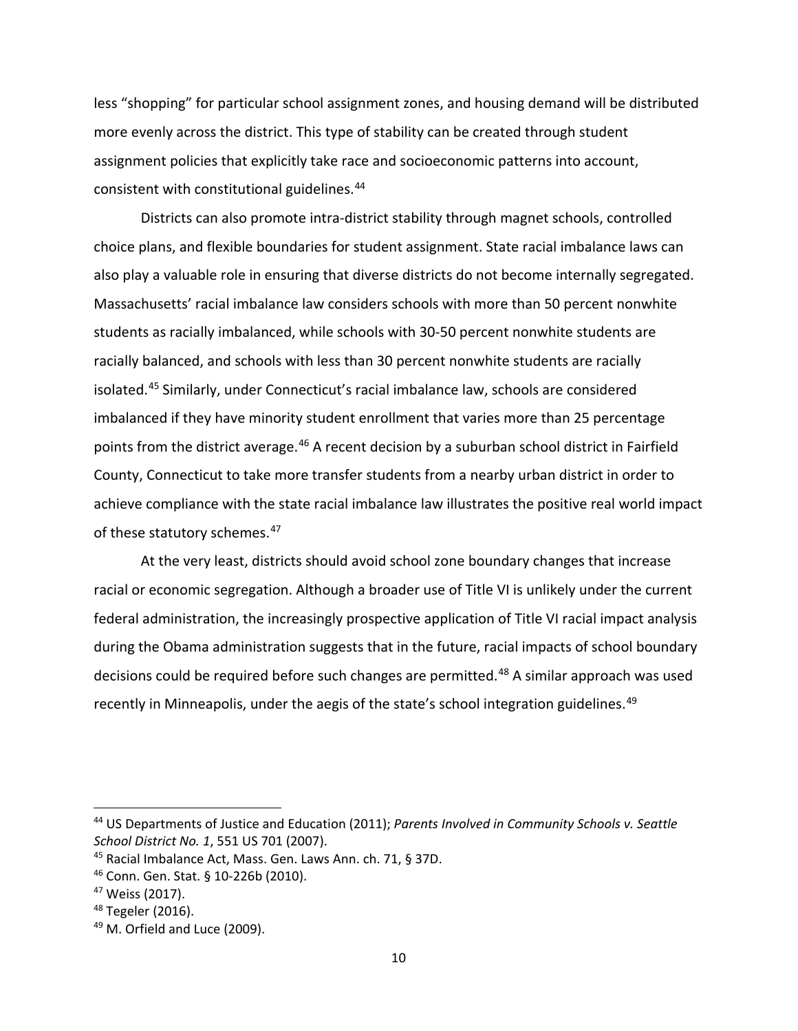less "shopping" for particular school assignment zones, and housing demand will be distributed more evenly across the district. This type of stability can be created through student assignment policies that explicitly take race and socioeconomic patterns into account, consistent with constitutional guidelines.[44]

Districts can also promote intra-district stability through magnet schools, controlled choice plans, and flexible boundaries for student assignment. State racial imbalance laws can also play a valuable role in ensuring that diverse districts do not become internally segregated. Massachusetts' racial imbalance law considers schools with more than 50 percent nonwhite students as racially imbalanced, while schools with 30-50 percent nonwhite students are racially balanced, and schools with less than 30 percent nonwhite students are racially isolated.[45] Similarly, under Connecticut's racial imbalance law, schools are considered imbalanced if they have minority student enrollment that varies more than 25 percentage points from the district average.[46] A recent decision by a suburban school district in Fairfield County, Connecticut to take more transfer students from a nearby urban district in order to achieve compliance with the state racial imbalance law illustrates the positive real world impact of these statutory schemes.[47]

At the very least, districts should avoid school zone boundary changes that increase racial or economic segregation. Although a broader use of Title VI is unlikely under the current federal administration, the increasingly prospective application of Title VI racial impact analysis during the Obama administration suggests that in the future, racial impacts of school boundary decisions could be required before such changes are permitted.[48] A similar approach was used recently in Minneapolis, under the aegis of the state's school integration guidelines.[49]

---

[44] US Departments of Justice and Education (2011); *Parents Involved in Community Schools v. Seattle School District No. 1*, 551 US 701 (2007).

[45] Racial Imbalance Act, Mass. Gen. Laws Ann. ch. 71, § 37D.

[46] Conn. Gen. Stat. § 10-226b (2010).

[47] Weiss (2017).

[48] Tegeler (2016).

[49] M. Orfield and Luce (2009).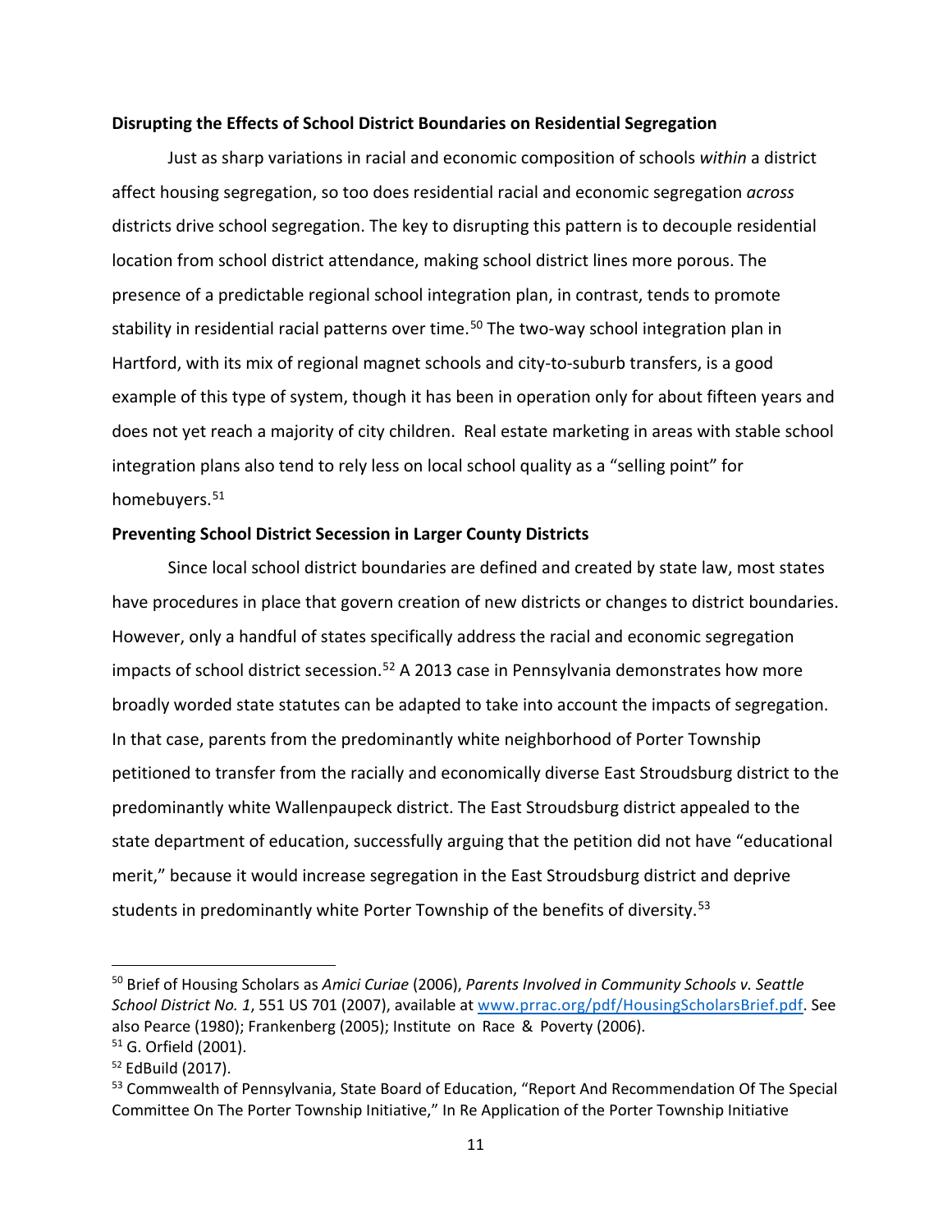**Disrupting the Effects of School District Boundaries on Residential Segregation**

Just as sharp variations in racial and economic composition of schools *within* a district affect housing segregation, so too does residential racial and economic segregation *across* districts drive school segregation. The key to disrupting this pattern is to decouple residential location from school district attendance, making school district lines more porous. The presence of a predictable regional school integration plan, in contrast, tends to promote stability in residential racial patterns over time.[50] The two-way school integration plan in Hartford, with its mix of regional magnet schools and city-to-suburb transfers, is a good example of this type of system, though it has been in operation only for about fifteen years and does not yet reach a majority of city children. Real estate marketing in areas with stable school integration plans also tend to rely less on local school quality as a "selling point" for homebuyers.[51]

**Preventing School District Secession in Larger County Districts**

Since local school district boundaries are defined and created by state law, most states have procedures in place that govern creation of new districts or changes to district boundaries. However, only a handful of states specifically address the racial and economic segregation impacts of school district secession.[52] A 2013 case in Pennsylvania demonstrates how more broadly worded state statutes can be adapted to take into account the impacts of segregation. In that case, parents from the predominantly white neighborhood of Porter Township petitioned to transfer from the racially and economically diverse East Stroudsburg district to the predominantly white Wallenpaupeck district. The East Stroudsburg district appealed to the state department of education, successfully arguing that the petition did not have "educational merit," because it would increase segregation in the East Stroudsburg district and deprive students in predominantly white Porter Township of the benefits of diversity.[53]

---

[50] Brief of Housing Scholars as *Amici Curiae* (2006), *Parents Involved in Community Schools v. Seattle School District No. 1*, 551 US 701 (2007), available at www.prrac.org/pdf/HousingScholarsBrief.pdf. See also Pearce (1980); Frankenberg (2005); Institute on Race & Poverty (2006).

[51] G. Orfield (2001).

[52] EdBuild (2017).

[53] Commwealth of Pennsylvania, State Board of Education, "Report And Recommendation Of The Special Committee On The Porter Township Initiative," In Re Application of the Porter Township Initiative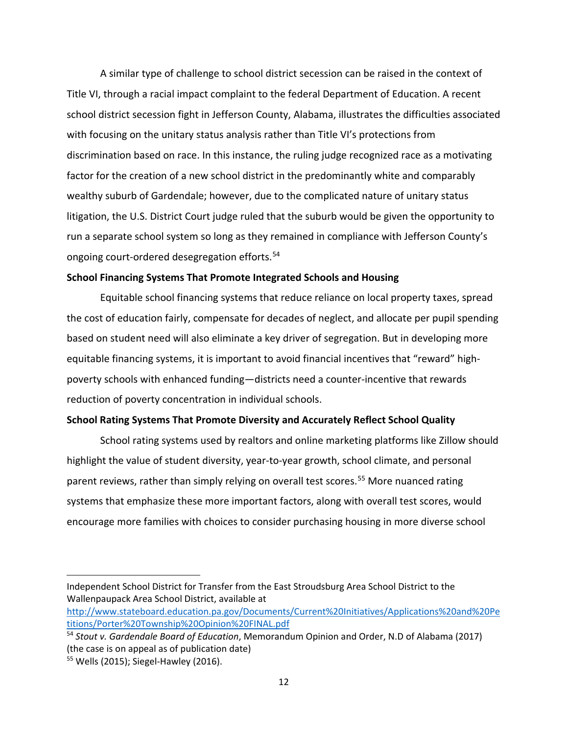A similar type of challenge to school district secession can be raised in the context of Title VI, through a racial impact complaint to the federal Department of Education. A recent school district secession fight in Jefferson County, Alabama, illustrates the difficulties associated with focusing on the unitary status analysis rather than Title VI's protections from discrimination based on race. In this instance, the ruling judge recognized race as a motivating factor for the creation of a new school district in the predominantly white and comparably wealthy suburb of Gardendale; however, due to the complicated nature of unitary status litigation, the U.S. District Court judge ruled that the suburb would be given the opportunity to run a separate school system so long as they remained in compliance with Jefferson County's ongoing court-ordered desegregation efforts.[54]

**School Financing Systems That Promote Integrated Schools and Housing**

Equitable school financing systems that reduce reliance on local property taxes, spread the cost of education fairly, compensate for decades of neglect, and allocate per pupil spending based on student need will also eliminate a key driver of segregation. But in developing more equitable financing systems, it is important to avoid financial incentives that "reward" high-poverty schools with enhanced funding—districts need a counter-incentive that rewards reduction of poverty concentration in individual schools.

**School Rating Systems That Promote Diversity and Accurately Reflect School Quality**

School rating systems used by realtors and online marketing platforms like Zillow should highlight the value of student diversity, year-to-year growth, school climate, and personal parent reviews, rather than simply relying on overall test scores.[55] More nuanced rating systems that emphasize these more important factors, along with overall test scores, would encourage more families with choices to consider purchasing housing in more diverse school

---

Independent School District for Transfer from the East Stroudsburg Area School District to the Wallenpaupack Area School District, available at http://www.stateboard.education.pa.gov/Documents/Current%20Initiatives/Applications%20and%20Petitions/Porter%20Township%20Opinion%20FINAL.pdf

[54] *Stout v. Gardendale Board of Education*, Memorandum Opinion and Order, N.D of Alabama (2017) (the case is on appeal as of publication date)

[55] Wells (2015); Siegel-Hawley (2016).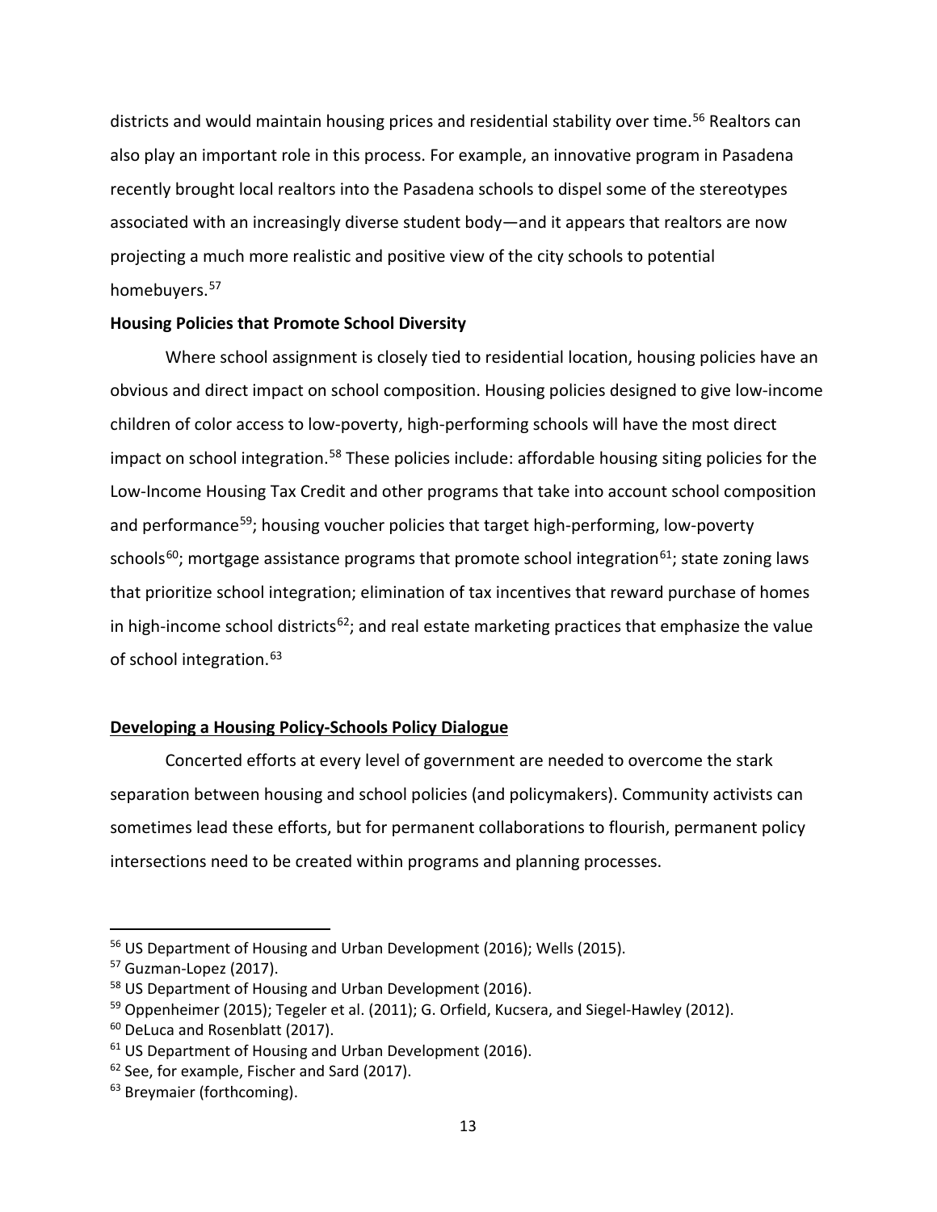districts and would maintain housing prices and residential stability over time.[56] Realtors can also play an important role in this process. For example, an innovative program in Pasadena recently brought local realtors into the Pasadena schools to dispel some of the stereotypes associated with an increasingly diverse student body—and it appears that realtors are now projecting a much more realistic and positive view of the city schools to potential homebuyers.[57]

**Housing Policies that Promote School Diversity**

Where school assignment is closely tied to residential location, housing policies have an obvious and direct impact on school composition. Housing policies designed to give low-income children of color access to low-poverty, high-performing schools will have the most direct impact on school integration.[58] These policies include: affordable housing siting policies for the Low-Income Housing Tax Credit and other programs that take into account school composition and performance[59]; housing voucher policies that target high-performing, low-poverty schools[60]; mortgage assistance programs that promote school integration[61]; state zoning laws that prioritize school integration; elimination of tax incentives that reward purchase of homes in high-income school districts[62]; and real estate marketing practices that emphasize the value of school integration.[63]

## Developing a Housing Policy-Schools Policy Dialogue

Concerted efforts at every level of government are needed to overcome the stark separation between housing and school policies (and policymakers). Community activists can sometimes lead these efforts, but for permanent collaborations to flourish, permanent policy intersections need to be created within programs and planning processes.

---

[56] US Department of Housing and Urban Development (2016); Wells (2015).
[57] Guzman-Lopez (2017).
[58] US Department of Housing and Urban Development (2016).
[59] Oppenheimer (2015); Tegeler et al. (2011); G. Orfield, Kucsera, and Siegel-Hawley (2012).
[60] DeLuca and Rosenblatt (2017).
[61] US Department of Housing and Urban Development (2016).
[62] See, for example, Fischer and Sard (2017).
[63] Breymaier (forthcoming).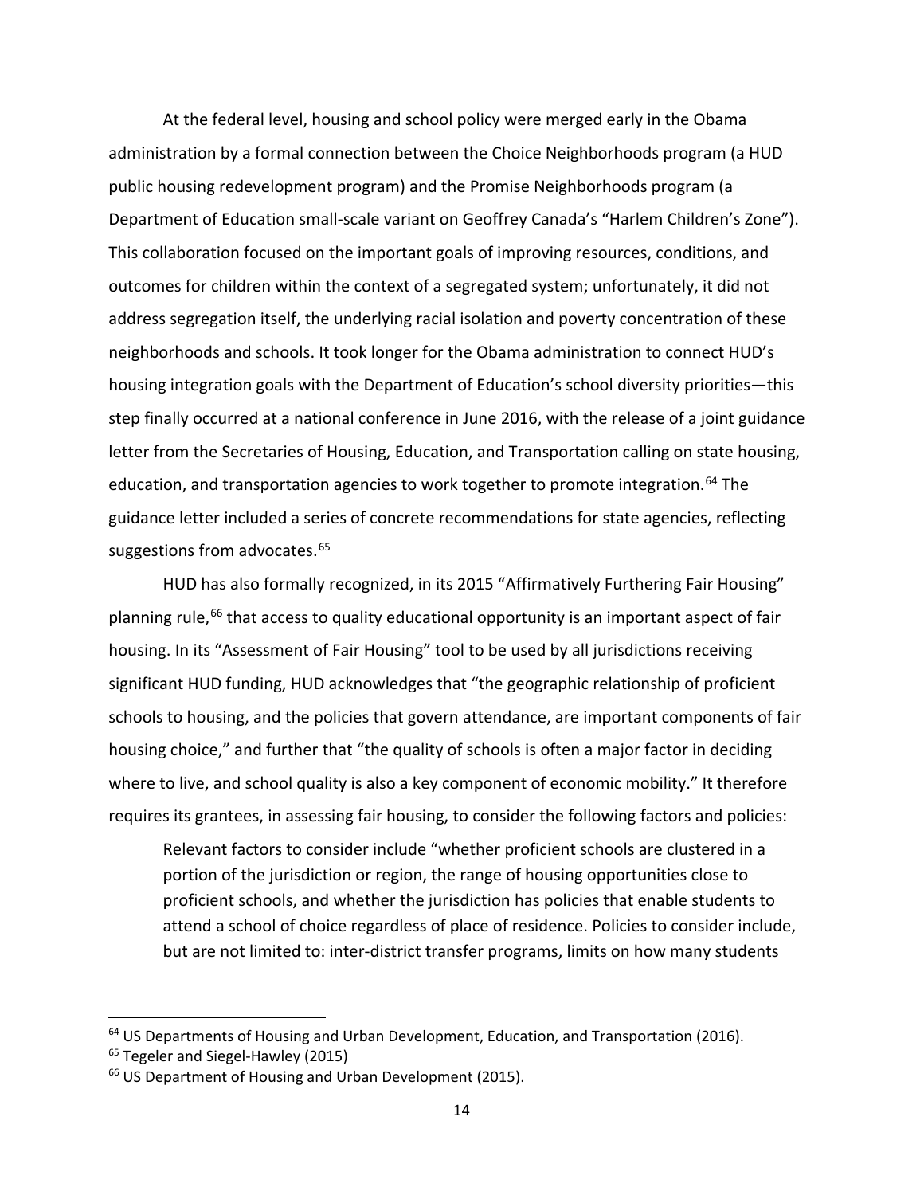At the federal level, housing and school policy were merged early in the Obama administration by a formal connection between the Choice Neighborhoods program (a HUD public housing redevelopment program) and the Promise Neighborhoods program (a Department of Education small-scale variant on Geoffrey Canada's "Harlem Children's Zone"). This collaboration focused on the important goals of improving resources, conditions, and outcomes for children within the context of a segregated system; unfortunately, it did not address segregation itself, the underlying racial isolation and poverty concentration of these neighborhoods and schools. It took longer for the Obama administration to connect HUD's housing integration goals with the Department of Education's school diversity priorities—this step finally occurred at a national conference in June 2016, with the release of a joint guidance letter from the Secretaries of Housing, Education, and Transportation calling on state housing, education, and transportation agencies to work together to promote integration.[64] The guidance letter included a series of concrete recommendations for state agencies, reflecting suggestions from advocates.[65]

HUD has also formally recognized, in its 2015 "Affirmatively Furthering Fair Housing" planning rule,[66] that access to quality educational opportunity is an important aspect of fair housing. In its "Assessment of Fair Housing" tool to be used by all jurisdictions receiving significant HUD funding, HUD acknowledges that "the geographic relationship of proficient schools to housing, and the policies that govern attendance, are important components of fair housing choice," and further that "the quality of schools is often a major factor in deciding where to live, and school quality is also a key component of economic mobility." It therefore requires its grantees, in assessing fair housing, to consider the following factors and policies:

> Relevant factors to consider include "whether proficient schools are clustered in a portion of the jurisdiction or region, the range of housing opportunities close to proficient schools, and whether the jurisdiction has policies that enable students to attend a school of choice regardless of place of residence. Policies to consider include, but are not limited to: inter-district transfer programs, limits on how many students

---

[64] US Departments of Housing and Urban Development, Education, and Transportation (2016).

[65] Tegeler and Siegel-Hawley (2015)

[66] US Department of Housing and Urban Development (2015).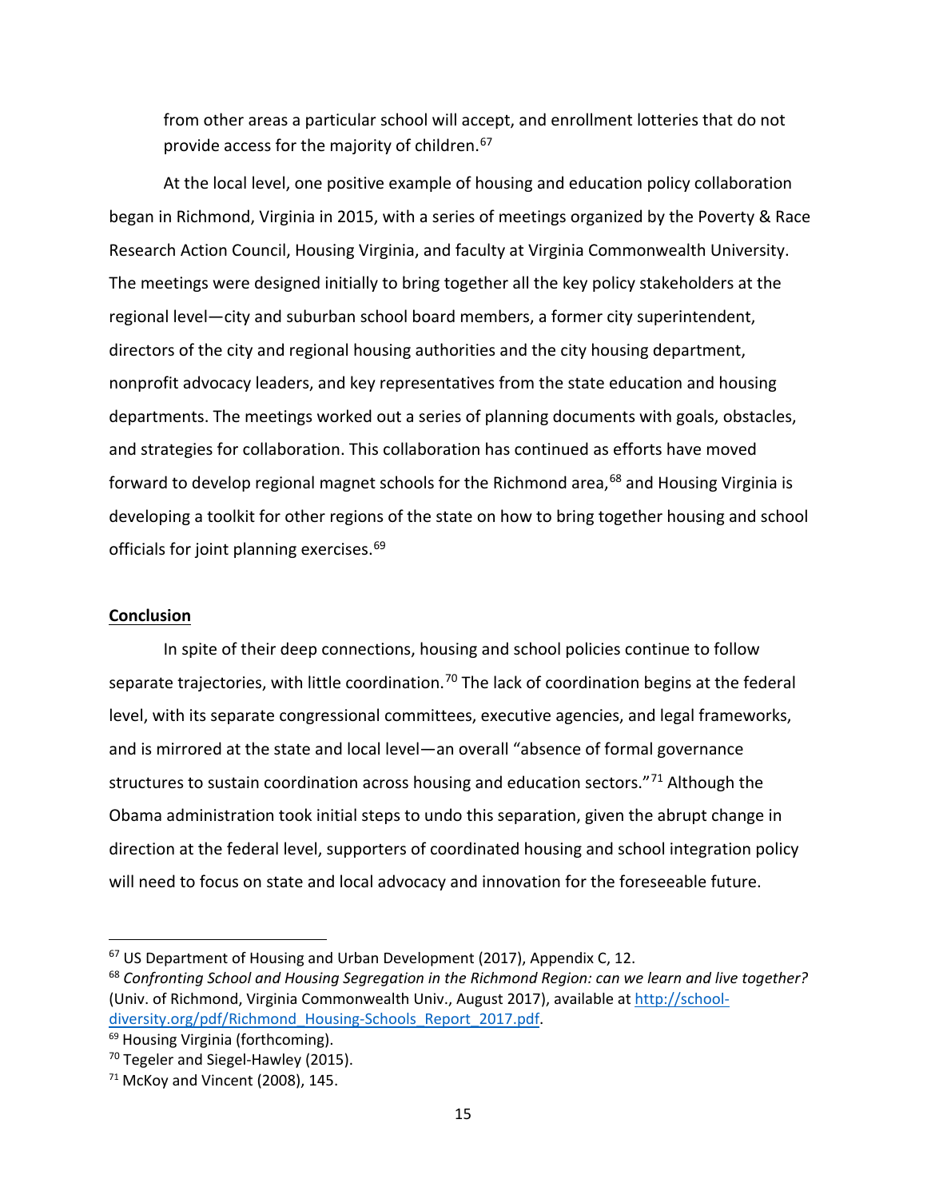from other areas a particular school will accept, and enrollment lotteries that do not provide access for the majority of children.[67]

At the local level, one positive example of housing and education policy collaboration began in Richmond, Virginia in 2015, with a series of meetings organized by the Poverty & Race Research Action Council, Housing Virginia, and faculty at Virginia Commonwealth University. The meetings were designed initially to bring together all the key policy stakeholders at the regional level—city and suburban school board members, a former city superintendent, directors of the city and regional housing authorities and the city housing department, nonprofit advocacy leaders, and key representatives from the state education and housing departments. The meetings worked out a series of planning documents with goals, obstacles, and strategies for collaboration. This collaboration has continued as efforts have moved forward to develop regional magnet schools for the Richmond area,[68] and Housing Virginia is developing a toolkit for other regions of the state on how to bring together housing and school officials for joint planning exercises.[69]

## Conclusion

In spite of their deep connections, housing and school policies continue to follow separate trajectories, with little coordination.[70] The lack of coordination begins at the federal level, with its separate congressional committees, executive agencies, and legal frameworks, and is mirrored at the state and local level—an overall "absence of formal governance structures to sustain coordination across housing and education sectors."[71] Although the Obama administration took initial steps to undo this separation, given the abrupt change in direction at the federal level, supporters of coordinated housing and school integration policy will need to focus on state and local advocacy and innovation for the foreseeable future.

---

[67] US Department of Housing and Urban Development (2017), Appendix C, 12.

[68] *Confronting School and Housing Segregation in the Richmond Region: can we learn and live together?* (Univ. of Richmond, Virginia Commonwealth Univ., August 2017), available at http://school-diversity.org/pdf/Richmond_Housing-Schools_Report_2017.pdf.

[69] Housing Virginia (forthcoming).

[70] Tegeler and Siegel-Hawley (2015).

[71] McKoy and Vincent (2008), 145.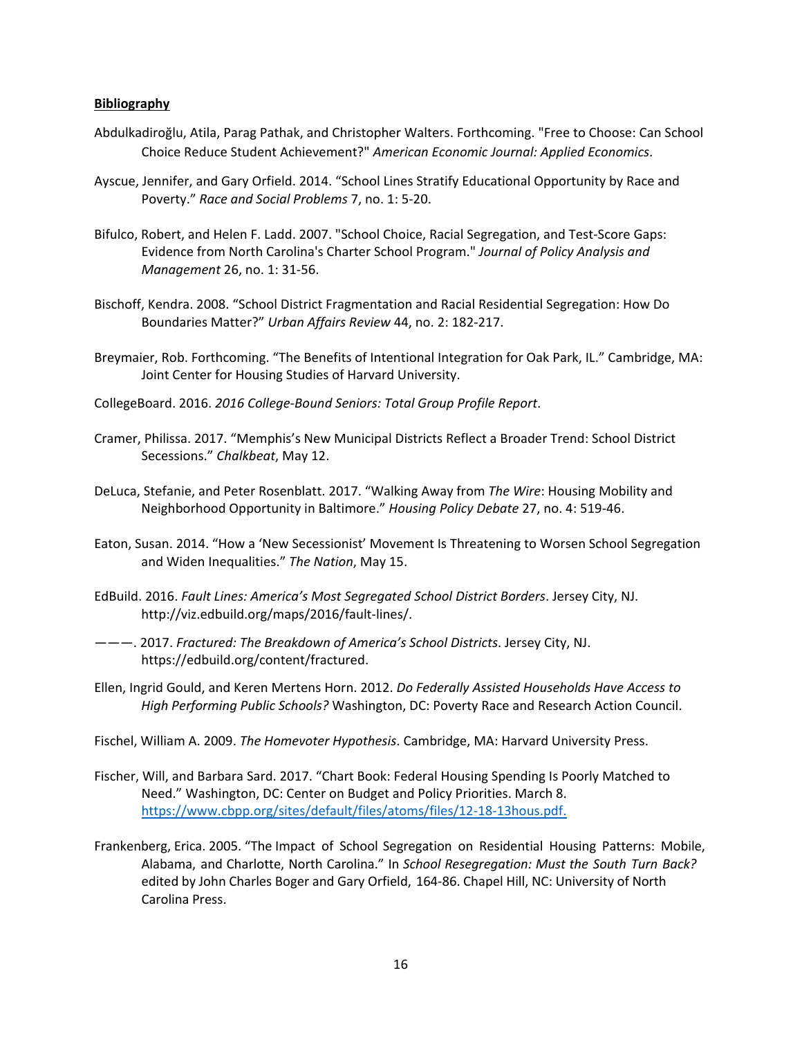**Bibliography**

Abdulkadiroğlu, Atila, Parag Pathak, and Christopher Walters. Forthcoming. "Free to Choose: Can School Choice Reduce Student Achievement?" *American Economic Journal: Applied Economics*.

Ayscue, Jennifer, and Gary Orfield. 2014. "School Lines Stratify Educational Opportunity by Race and Poverty." *Race and Social Problems* 7, no. 1: 5-20.

Bifulco, Robert, and Helen F. Ladd. 2007. "School Choice, Racial Segregation, and Test-Score Gaps: Evidence from North Carolina's Charter School Program." *Journal of Policy Analysis and Management* 26, no. 1: 31-56.

Bischoff, Kendra. 2008. "School District Fragmentation and Racial Residential Segregation: How Do Boundaries Matter?" *Urban Affairs Review* 44, no. 2: 182-217.

Breymaier, Rob. Forthcoming. "The Benefits of Intentional Integration for Oak Park, IL." Cambridge, MA: Joint Center for Housing Studies of Harvard University.

CollegeBoard. 2016. *2016 College-Bound Seniors: Total Group Profile Report*.

Cramer, Philissa. 2017. "Memphis's New Municipal Districts Reflect a Broader Trend: School District Secessions." *Chalkbeat*, May 12.

DeLuca, Stefanie, and Peter Rosenblatt. 2017. "Walking Away from *The Wire*: Housing Mobility and Neighborhood Opportunity in Baltimore." *Housing Policy Debate* 27, no. 4: 519-46.

Eaton, Susan. 2014. "How a 'New Secessionist' Movement Is Threatening to Worsen School Segregation and Widen Inequalities." *The Nation*, May 15.

EdBuild. 2016. *Fault Lines: America's Most Segregated School District Borders*. Jersey City, NJ. http://viz.edbuild.org/maps/2016/fault-lines/.

———. 2017. *Fractured: The Breakdown of America's School Districts*. Jersey City, NJ. https://edbuild.org/content/fractured.

Ellen, Ingrid Gould, and Keren Mertens Horn. 2012. *Do Federally Assisted Households Have Access to High Performing Public Schools?* Washington, DC: Poverty Race and Research Action Council.

Fischel, William A. 2009. *The Homevoter Hypothesis*. Cambridge, MA: Harvard University Press.

Fischer, Will, and Barbara Sard. 2017. "Chart Book: Federal Housing Spending Is Poorly Matched to Need." Washington, DC: Center on Budget and Policy Priorities. March 8. https://www.cbpp.org/sites/default/files/atoms/files/12-18-13hous.pdf.

Frankenberg, Erica. 2005. "The Impact of School Segregation on Residential Housing Patterns: Mobile, Alabama, and Charlotte, North Carolina." In *School Resegregation: Must the South Turn Back?* edited by John Charles Boger and Gary Orfield, 164-86. Chapel Hill, NC: University of North Carolina Press.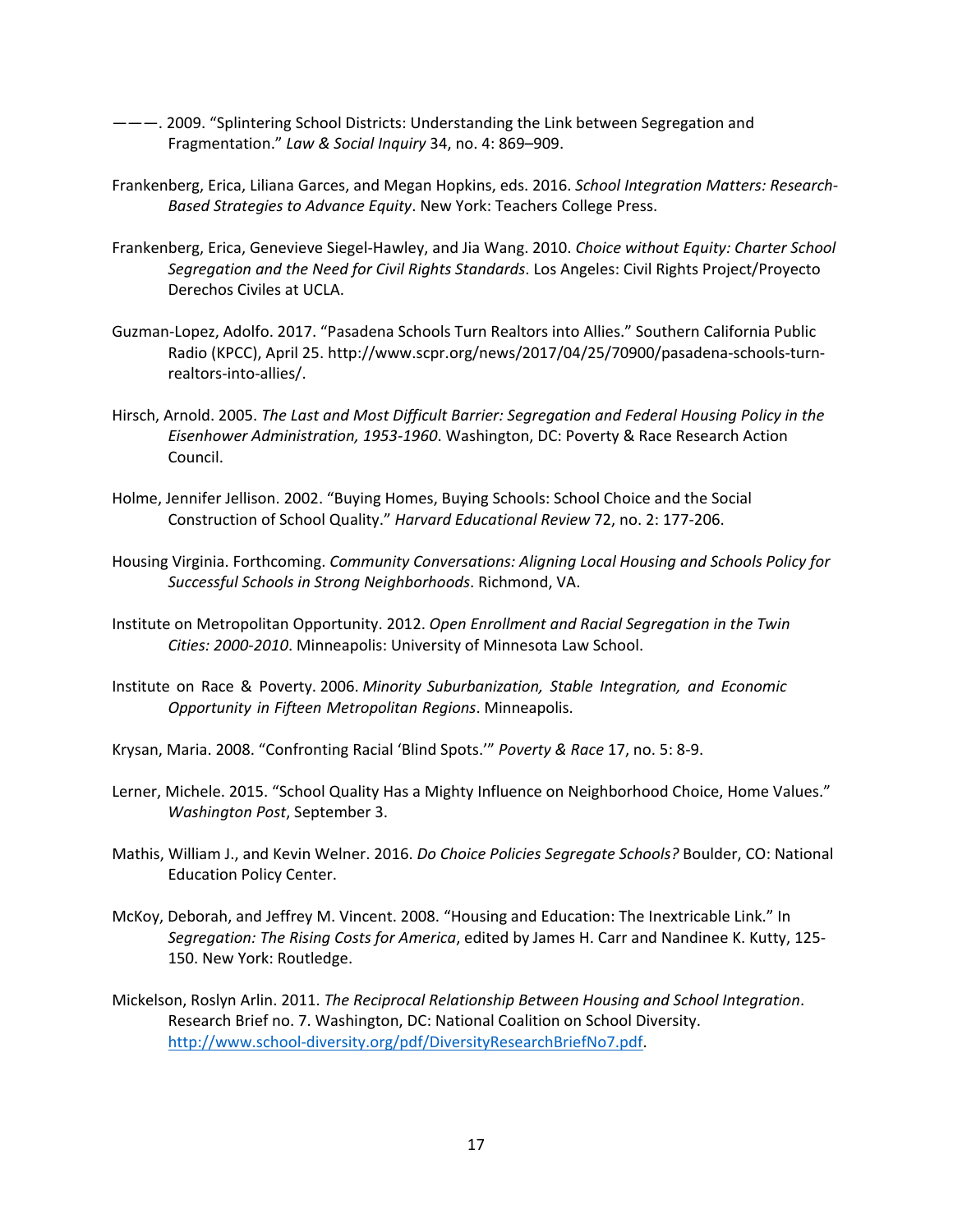———. 2009. “Splintering School Districts: Understanding the Link between Segregation and Fragmentation.” *Law & Social Inquiry* 34, no. 4: 869–909.

Frankenberg, Erica, Liliana Garces, and Megan Hopkins, eds. 2016. *School Integration Matters: Research-Based Strategies to Advance Equity*. New York: Teachers College Press.

Frankenberg, Erica, Genevieve Siegel-Hawley, and Jia Wang. 2010. *Choice without Equity: Charter School Segregation and the Need for Civil Rights Standards*. Los Angeles: Civil Rights Project/Proyecto Derechos Civiles at UCLA.

Guzman-Lopez, Adolfo. 2017. “Pasadena Schools Turn Realtors into Allies.” Southern California Public Radio (KPCC), April 25. http://www.scpr.org/news/2017/04/25/70900/pasadena-schools-turn-realtors-into-allies/.

Hirsch, Arnold. 2005. *The Last and Most Difficult Barrier: Segregation and Federal Housing Policy in the Eisenhower Administration, 1953-1960*. Washington, DC: Poverty & Race Research Action Council.

Holme, Jennifer Jellison. 2002. “Buying Homes, Buying Schools: School Choice and the Social Construction of School Quality.” *Harvard Educational Review* 72, no. 2: 177-206.

Housing Virginia. Forthcoming. *Community Conversations: Aligning Local Housing and Schools Policy for Successful Schools in Strong Neighborhoods*. Richmond, VA.

Institute on Metropolitan Opportunity. 2012. *Open Enrollment and Racial Segregation in the Twin Cities: 2000-2010*. Minneapolis: University of Minnesota Law School.

Institute on Race & Poverty. 2006. *Minority Suburbanization, Stable Integration, and Economic Opportunity in Fifteen Metropolitan Regions*. Minneapolis.

Krysan, Maria. 2008. “Confronting Racial ‘Blind Spots.’” *Poverty & Race* 17, no. 5: 8-9.

Lerner, Michele. 2015. “School Quality Has a Mighty Influence on Neighborhood Choice, Home Values.” *Washington Post*, September 3.

Mathis, William J., and Kevin Welner. 2016. *Do Choice Policies Segregate Schools?* Boulder, CO: National Education Policy Center.

McKoy, Deborah, and Jeffrey M. Vincent. 2008. “Housing and Education: The Inextricable Link.” In *Segregation: The Rising Costs for America*, edited by James H. Carr and Nandinee K. Kutty, 125-150. New York: Routledge.

Mickelson, Roslyn Arlin. 2011. *The Reciprocal Relationship Between Housing and School Integration*. Research Brief no. 7. Washington, DC: National Coalition on School Diversity. http://www.school-diversity.org/pdf/DiversityResearchBriefNo7.pdf.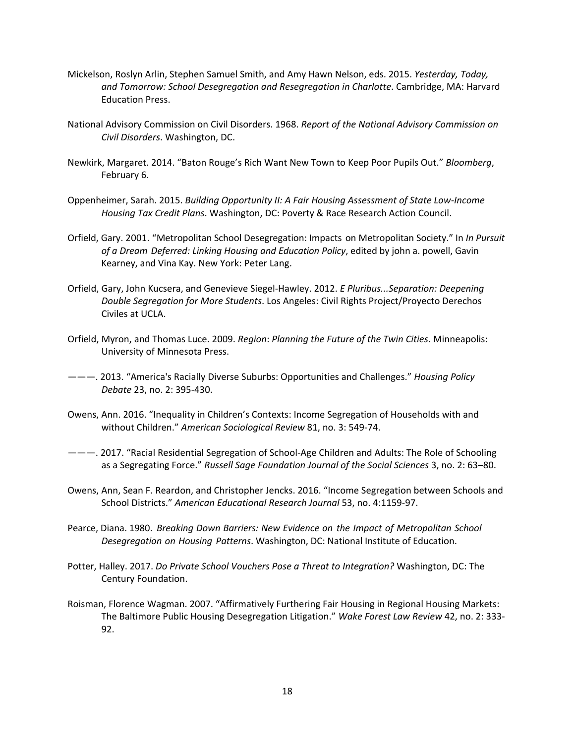Mickelson, Roslyn Arlin, Stephen Samuel Smith, and Amy Hawn Nelson, eds. 2015. *Yesterday, Today, and Tomorrow: School Desegregation and Resegregation in Charlotte*. Cambridge, MA: Harvard Education Press.

National Advisory Commission on Civil Disorders. 1968. *Report of the National Advisory Commission on Civil Disorders*. Washington, DC.

Newkirk, Margaret. 2014. "Baton Rouge's Rich Want New Town to Keep Poor Pupils Out." *Bloomberg*, February 6.

Oppenheimer, Sarah. 2015. *Building Opportunity II: A Fair Housing Assessment of State Low-Income Housing Tax Credit Plans*. Washington, DC: Poverty & Race Research Action Council.

Orfield, Gary. 2001. "Metropolitan School Desegregation: Impacts on Metropolitan Society." In *In Pursuit of a Dream Deferred: Linking Housing and Education Policy*, edited by john a. powell, Gavin Kearney, and Vina Kay. New York: Peter Lang.

Orfield, Gary, John Kucsera, and Genevieve Siegel-Hawley. 2012. *E Pluribus...Separation: Deepening Double Segregation for More Students*. Los Angeles: Civil Rights Project/Proyecto Derechos Civiles at UCLA.

Orfield, Myron, and Thomas Luce. 2009. *Region*: *Planning the Future of the Twin Cities*. Minneapolis: University of Minnesota Press.

———. 2013. "America's Racially Diverse Suburbs: Opportunities and Challenges." *Housing Policy Debate* 23, no. 2: 395-430.

Owens, Ann. 2016. "Inequality in Children's Contexts: Income Segregation of Households with and without Children." *American Sociological Review* 81, no. 3: 549-74.

———. 2017. "Racial Residential Segregation of School-Age Children and Adults: The Role of Schooling as a Segregating Force." *Russell Sage Foundation Journal of the Social Sciences* 3, no. 2: 63–80.

Owens, Ann, Sean F. Reardon, and Christopher Jencks. 2016. "Income Segregation between Schools and School Districts." *American Educational Research Journal* 53, no. 4:1159-97.

Pearce, Diana. 1980. *Breaking Down Barriers: New Evidence on the Impact of Metropolitan School Desegregation on Housing Patterns*. Washington, DC: National Institute of Education.

Potter, Halley. 2017. *Do Private School Vouchers Pose a Threat to Integration?* Washington, DC: The Century Foundation.

Roisman, Florence Wagman. 2007. "Affirmatively Furthering Fair Housing in Regional Housing Markets: The Baltimore Public Housing Desegregation Litigation." *Wake Forest Law Review* 42, no. 2: 333-92.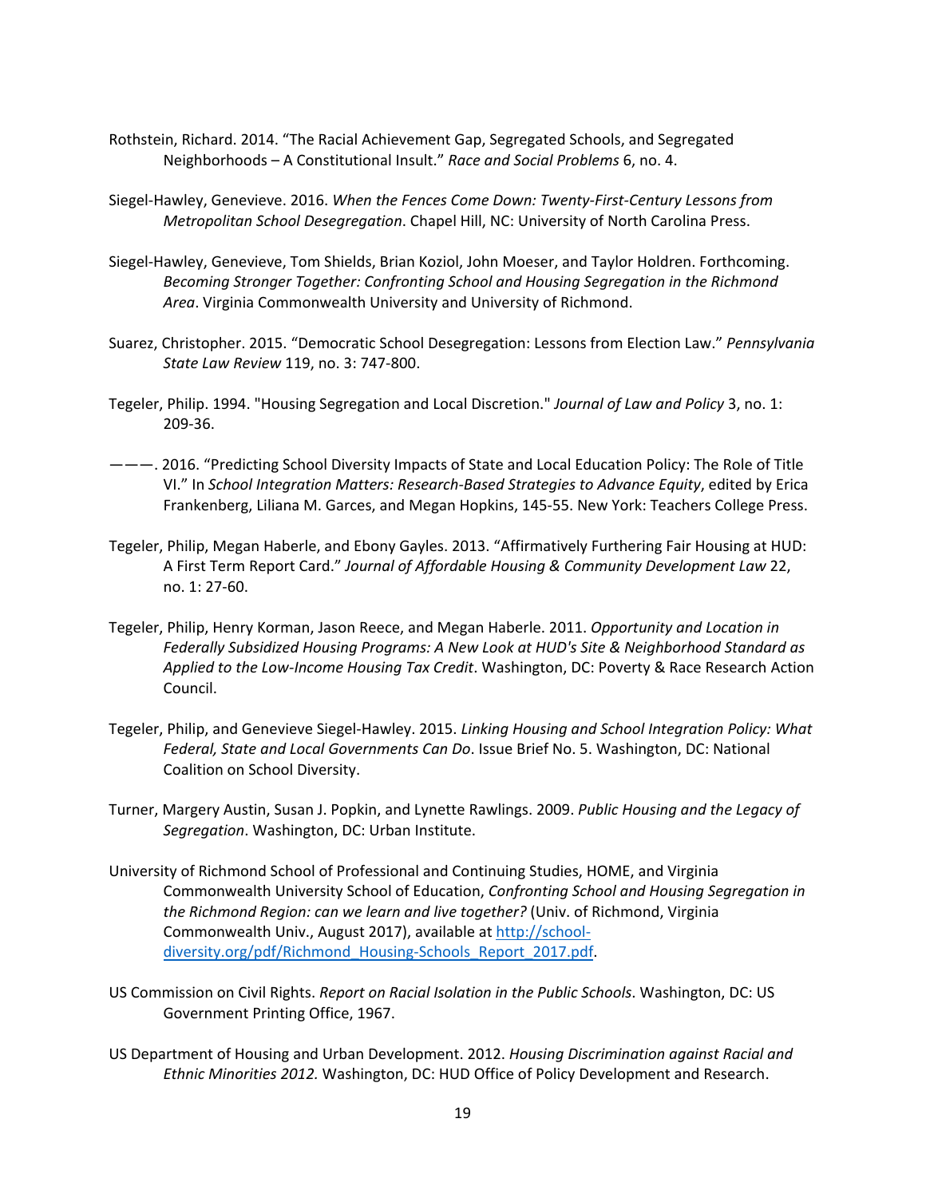Rothstein, Richard. 2014. "The Racial Achievement Gap, Segregated Schools, and Segregated Neighborhoods – A Constitutional Insult." *Race and Social Problems* 6, no. 4.

Siegel-Hawley, Genevieve. 2016. *When the Fences Come Down: Twenty-First-Century Lessons from Metropolitan School Desegregation*. Chapel Hill, NC: University of North Carolina Press.

Siegel-Hawley, Genevieve, Tom Shields, Brian Koziol, John Moeser, and Taylor Holdren. Forthcoming. *Becoming Stronger Together: Confronting School and Housing Segregation in the Richmond Area*. Virginia Commonwealth University and University of Richmond.

Suarez, Christopher. 2015. "Democratic School Desegregation: Lessons from Election Law." *Pennsylvania State Law Review* 119, no. 3: 747-800.

Tegeler, Philip. 1994. "Housing Segregation and Local Discretion." *Journal of Law and Policy* 3, no. 1: 209-36.

———. 2016. "Predicting School Diversity Impacts of State and Local Education Policy: The Role of Title VI." In *School Integration Matters: Research-Based Strategies to Advance Equity*, edited by Erica Frankenberg, Liliana M. Garces, and Megan Hopkins, 145-55. New York: Teachers College Press.

Tegeler, Philip, Megan Haberle, and Ebony Gayles. 2013. "Affirmatively Furthering Fair Housing at HUD: A First Term Report Card." *Journal of Affordable Housing & Community Development Law* 22, no. 1: 27-60.

Tegeler, Philip, Henry Korman, Jason Reece, and Megan Haberle. 2011. *Opportunity and Location in Federally Subsidized Housing Programs: A New Look at HUD's Site & Neighborhood Standard as Applied to the Low-Income Housing Tax Credit*. Washington, DC: Poverty & Race Research Action Council.

Tegeler, Philip, and Genevieve Siegel-Hawley. 2015. *Linking Housing and School Integration Policy: What Federal, State and Local Governments Can Do*. Issue Brief No. 5. Washington, DC: National Coalition on School Diversity.

Turner, Margery Austin, Susan J. Popkin, and Lynette Rawlings. 2009. *Public Housing and the Legacy of Segregation*. Washington, DC: Urban Institute.

University of Richmond School of Professional and Continuing Studies, HOME, and Virginia Commonwealth University School of Education, *Confronting School and Housing Segregation in the Richmond Region: can we learn and live together?* (Univ. of Richmond, Virginia Commonwealth Univ., August 2017), available at http://school-diversity.org/pdf/Richmond_Housing-Schools_Report_2017.pdf.

US Commission on Civil Rights. *Report on Racial Isolation in the Public Schools*. Washington, DC: US Government Printing Office, 1967.

US Department of Housing and Urban Development. 2012. *Housing Discrimination against Racial and Ethnic Minorities 2012.* Washington, DC: HUD Office of Policy Development and Research.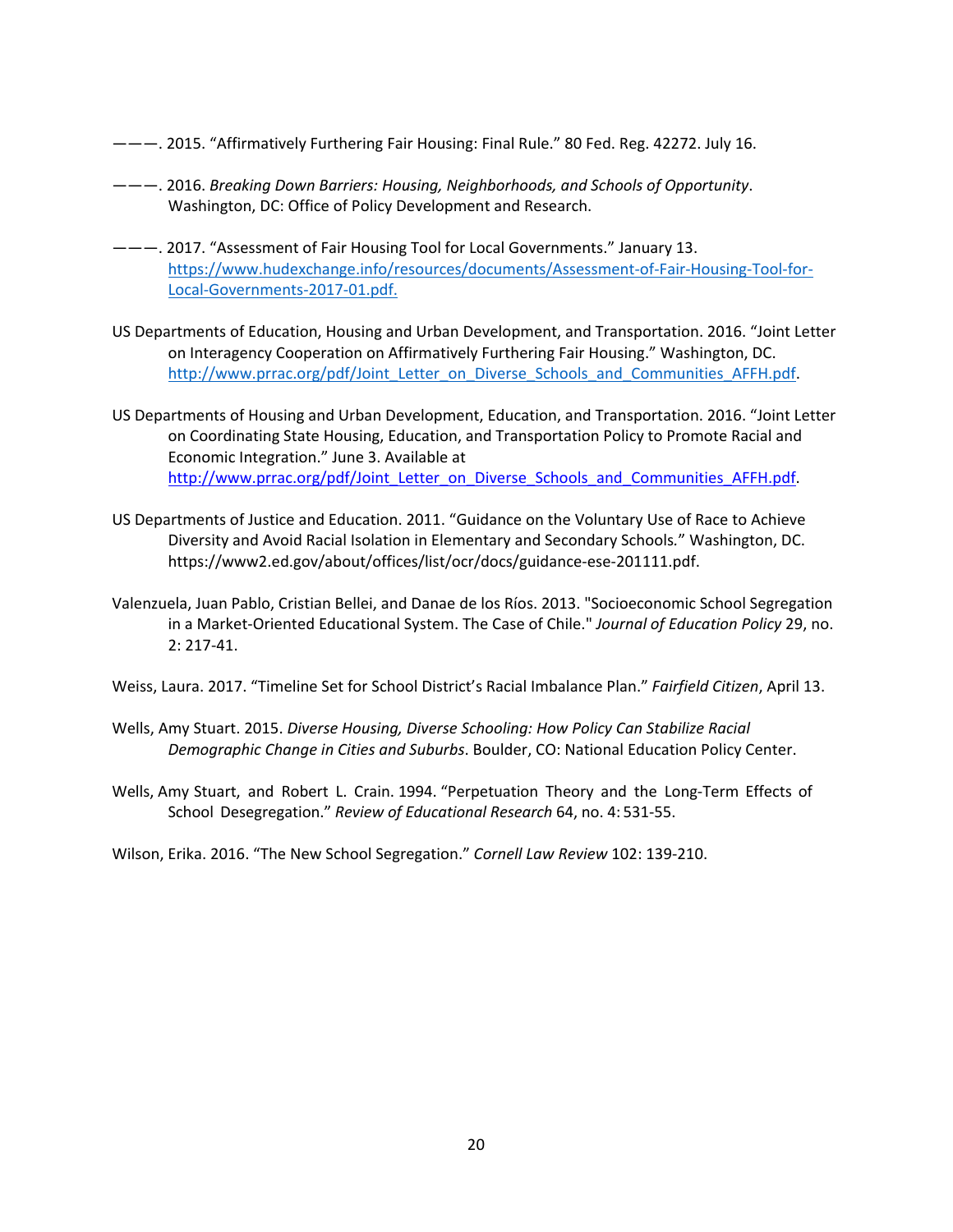———. 2015. “Affirmatively Furthering Fair Housing: Final Rule.” 80 Fed. Reg. 42272. July 16.

———. 2016. *Breaking Down Barriers: Housing, Neighborhoods, and Schools of Opportunity*. Washington, DC: Office of Policy Development and Research.

———. 2017. “Assessment of Fair Housing Tool for Local Governments.” January 13. https://www.hudexchange.info/resources/documents/Assessment-of-Fair-Housing-Tool-for-Local-Governments-2017-01.pdf.

US Departments of Education, Housing and Urban Development, and Transportation. 2016. “Joint Letter on Interagency Cooperation on Affirmatively Furthering Fair Housing.” Washington, DC. http://www.prrac.org/pdf/Joint_Letter_on_Diverse_Schools_and_Communities_AFFH.pdf.

US Departments of Housing and Urban Development, Education, and Transportation. 2016. “Joint Letter on Coordinating State Housing, Education, and Transportation Policy to Promote Racial and Economic Integration.” June 3. Available at http://www.prrac.org/pdf/Joint_Letter_on_Diverse_Schools_and_Communities_AFFH.pdf.

US Departments of Justice and Education. 2011. “Guidance on the Voluntary Use of Race to Achieve Diversity and Avoid Racial Isolation in Elementary and Secondary Schools.” Washington, DC. https://www2.ed.gov/about/offices/list/ocr/docs/guidance-ese-201111.pdf.

Valenzuela, Juan Pablo, Cristian Bellei, and Danae de los Ríos. 2013. "Socioeconomic School Segregation in a Market-Oriented Educational System. The Case of Chile." *Journal of Education Policy* 29, no. 2: 217-41.

Weiss, Laura. 2017. “Timeline Set for School District’s Racial Imbalance Plan.” *Fairfield Citizen*, April 13.

Wells, Amy Stuart. 2015. *Diverse Housing, Diverse Schooling: How Policy Can Stabilize Racial Demographic Change in Cities and Suburbs*. Boulder, CO: National Education Policy Center.

Wells, Amy Stuart, and Robert L. Crain. 1994. “Perpetuation Theory and the Long-Term Effects of School Desegregation.” *Review of Educational Research* 64, no. 4: 531-55.

Wilson, Erika. 2016. “The New School Segregation.” *Cornell Law Review* 102: 139-210.